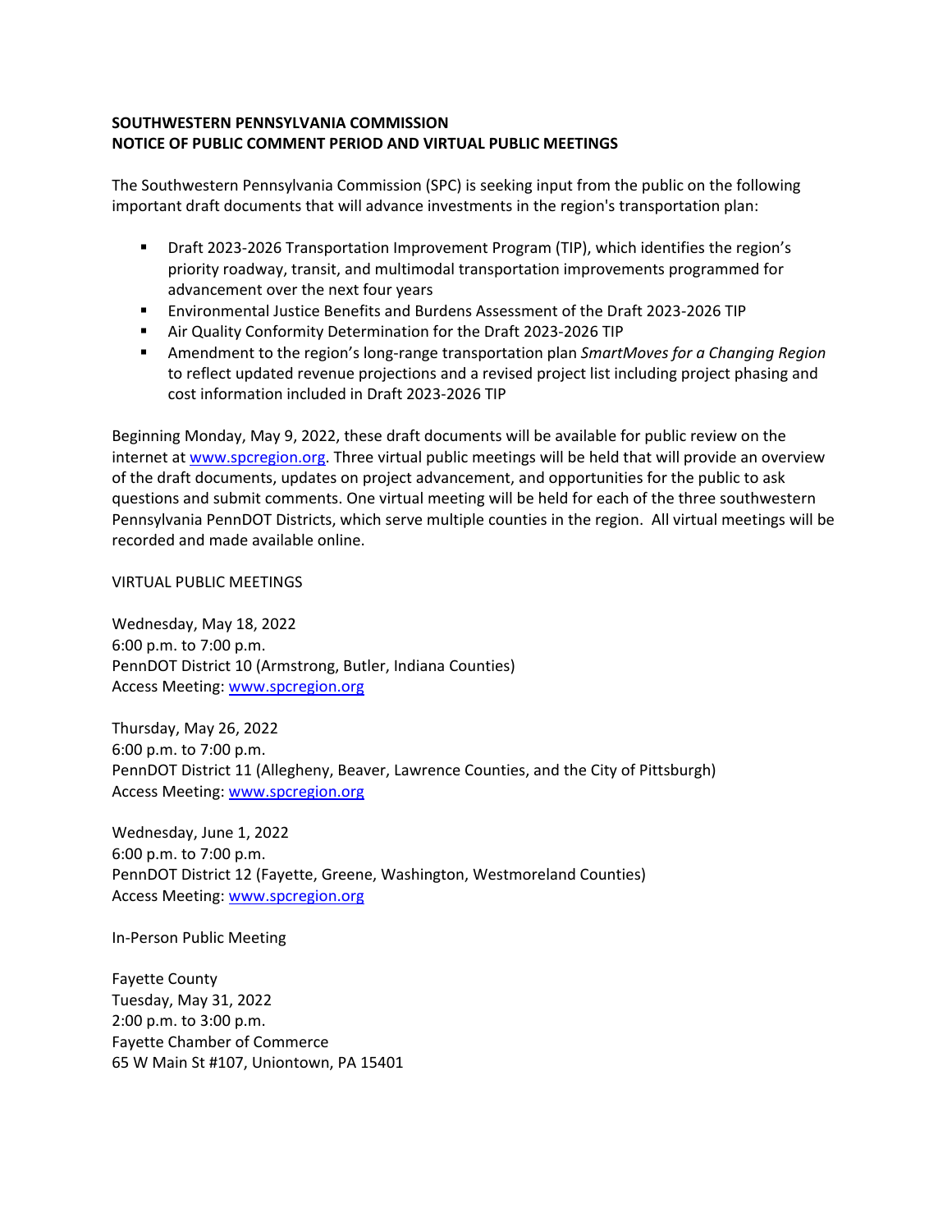**SOUTHWESTERN PENNSYLVANIA COMMISSION**
**NOTICE OF PUBLIC COMMENT PERIOD AND VIRTUAL PUBLIC MEETINGS**

The Southwestern Pennsylvania Commission (SPC) is seeking input from the public on the following important draft documents that will advance investments in the region's transportation plan:

- Draft 2023-2026 Transportation Improvement Program (TIP), which identifies the region's priority roadway, transit, and multimodal transportation improvements programmed for advancement over the next four years
- Environmental Justice Benefits and Burdens Assessment of the Draft 2023-2026 TIP
- Air Quality Conformity Determination for the Draft 2023-2026 TIP
- Amendment to the region's long-range transportation plan *SmartMoves for a Changing Region* to reflect updated revenue projections and a revised project list including project phasing and cost information included in Draft 2023-2026 TIP

Beginning Monday, May 9, 2022, these draft documents will be available for public review on the internet at [www.spcregion.org](www.spcregion.org). Three virtual public meetings will be held that will provide an overview of the draft documents, updates on project advancement, and opportunities for the public to ask questions and submit comments. One virtual meeting will be held for each of the three southwestern Pennsylvania PennDOT Districts, which serve multiple counties in the region. All virtual meetings will be recorded and made available online.

VIRTUAL PUBLIC MEETINGS

Wednesday, May 18, 2022
6:00 p.m. to 7:00 p.m.
PennDOT District 10 (Armstrong, Butler, Indiana Counties)
Access Meeting: [www.spcregion.org](www.spcregion.org)

Thursday, May 26, 2022
6:00 p.m. to 7:00 p.m.
PennDOT District 11 (Allegheny, Beaver, Lawrence Counties, and the City of Pittsburgh)
Access Meeting: [www.spcregion.org](www.spcregion.org)

Wednesday, June 1, 2022
6:00 p.m. to 7:00 p.m.
PennDOT District 12 (Fayette, Greene, Washington, Westmoreland Counties)
Access Meeting: [www.spcregion.org](www.spcregion.org)

In-Person Public Meeting

Fayette County
Tuesday, May 31, 2022
2:00 p.m. to 3:00 p.m.
Fayette Chamber of Commerce
65 W Main St #107, Uniontown, PA 15401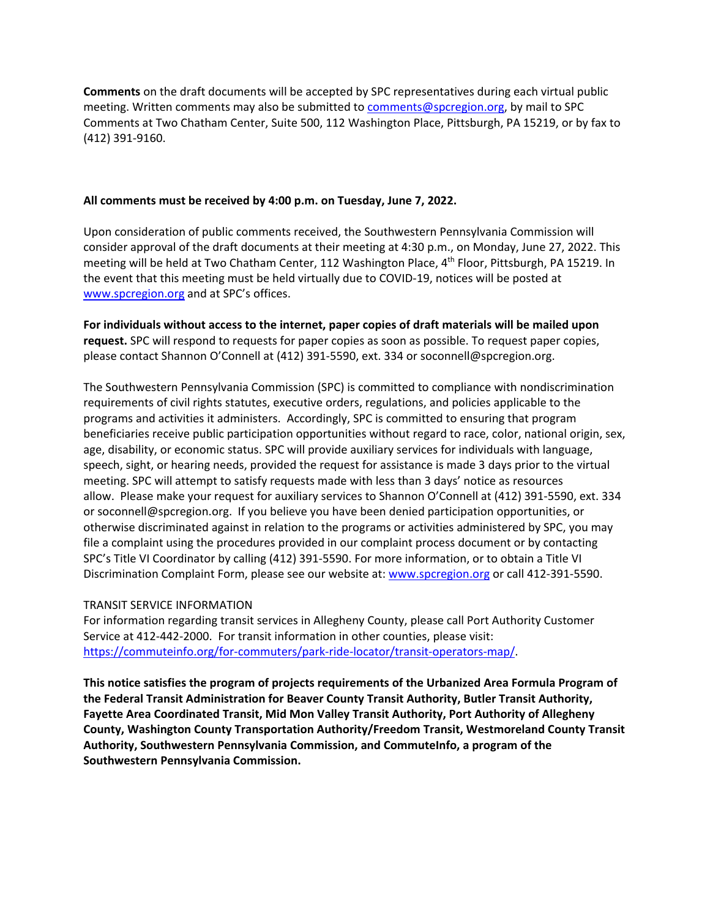**Comments** on the draft documents will be accepted by SPC representatives during each virtual public meeting. Written comments may also be submitted to comments@spcregion.org, by mail to SPC Comments at Two Chatham Center, Suite 500, 112 Washington Place, Pittsburgh, PA 15219, or by fax to (412) 391-9160.

**All comments must be received by 4:00 p.m. on Tuesday, June 7, 2022.**

Upon consideration of public comments received, the Southwestern Pennsylvania Commission will consider approval of the draft documents at their meeting at 4:30 p.m., on Monday, June 27, 2022. This meeting will be held at Two Chatham Center, 112 Washington Place, 4th Floor, Pittsburgh, PA 15219. In the event that this meeting must be held virtually due to COVID-19, notices will be posted at www.spcregion.org and at SPC's offices.

**For individuals without access to the internet, paper copies of draft materials will be mailed upon request.** SPC will respond to requests for paper copies as soon as possible. To request paper copies, please contact Shannon O'Connell at (412) 391-5590, ext. 334 or soconnell@spcregion.org.

The Southwestern Pennsylvania Commission (SPC) is committed to compliance with nondiscrimination requirements of civil rights statutes, executive orders, regulations, and policies applicable to the programs and activities it administers. Accordingly, SPC is committed to ensuring that program beneficiaries receive public participation opportunities without regard to race, color, national origin, sex, age, disability, or economic status. SPC will provide auxiliary services for individuals with language, speech, sight, or hearing needs, provided the request for assistance is made 3 days prior to the virtual meeting. SPC will attempt to satisfy requests made with less than 3 days' notice as resources allow. Please make your request for auxiliary services to Shannon O'Connell at (412) 391-5590, ext. 334 or soconnell@spcregion.org. If you believe you have been denied participation opportunities, or otherwise discriminated against in relation to the programs or activities administered by SPC, you may file a complaint using the procedures provided in our complaint process document or by contacting SPC's Title VI Coordinator by calling (412) 391-5590. For more information, or to obtain a Title VI Discrimination Complaint Form, please see our website at: www.spcregion.org or call 412-391-5590.

TRANSIT SERVICE INFORMATION
For information regarding transit services in Allegheny County, please call Port Authority Customer Service at 412-442-2000. For transit information in other counties, please visit: https://commuteinfo.org/for-commuters/park-ride-locator/transit-operators-map/.

**This notice satisfies the program of projects requirements of the Urbanized Area Formula Program of the Federal Transit Administration for Beaver County Transit Authority, Butler Transit Authority, Fayette Area Coordinated Transit, Mid Mon Valley Transit Authority, Port Authority of Allegheny County, Washington County Transportation Authority/Freedom Transit, Westmoreland County Transit Authority, Southwestern Pennsylvania Commission, and CommuteInfo, a program of the Southwestern Pennsylvania Commission.**